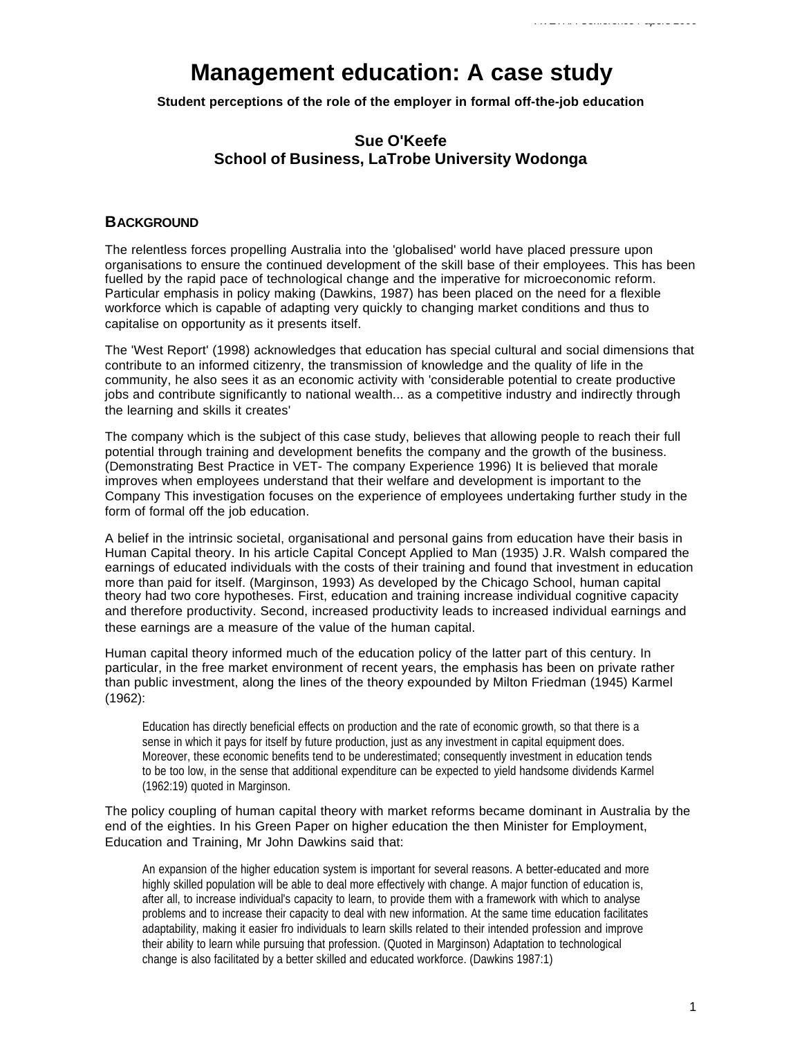# Management education: A case study

**Student perceptions of the role of the employer in formal off-the-job education**

**Sue O'Keefe**
**School of Business, LaTrobe University Wodonga**

## BACKGROUND

The relentless forces propelling Australia into the 'globalised' world have placed pressure upon organisations to ensure the continued development of the skill base of their employees. This has been fuelled by the rapid pace of technological change and the imperative for microeconomic reform. Particular emphasis in policy making (Dawkins, 1987) has been placed on the need for a flexible workforce which is capable of adapting very quickly to changing market conditions and thus to capitalise on opportunity as it presents itself.

The 'West Report' (1998) acknowledges that education has special cultural and social dimensions that contribute to an informed citizenry, the transmission of knowledge and the quality of life in the community, he also sees it as an economic activity with 'considerable potential to create productive jobs and contribute significantly to national wealth... as a competitive industry and indirectly through the learning and skills it creates'

The company which is the subject of this case study, believes that allowing people to reach their full potential through training and development benefits the company and the growth of the business. (Demonstrating Best Practice in VET- The company Experience 1996) It is believed that morale improves when employees understand that their welfare and development is important to the Company This investigation focuses on the experience of employees undertaking further study in the form of formal off the job education.

A belief in the intrinsic societal, organisational and personal gains from education have their basis in Human Capital theory. In his article Capital Concept Applied to Man (1935) J.R. Walsh compared the earnings of educated individuals with the costs of their training and found that investment in education more than paid for itself. (Marginson, 1993) As developed by the Chicago School, human capital theory had two core hypotheses. First, education and training increase individual cognitive capacity and therefore productivity. Second, increased productivity leads to increased individual earnings and these earnings are a measure of the value of the human capital.

Human capital theory informed much of the education policy of the latter part of this century. In particular, in the free market environment of recent years, the emphasis has been on private rather than public investment, along the lines of the theory expounded by Milton Friedman (1945) Karmel (1962):

> Education has directly beneficial effects on production and the rate of economic growth, so that there is a sense in which it pays for itself by future production, just as any investment in capital equipment does. Moreover, these economic benefits tend to be underestimated; consequently investment in education tends to be too low, in the sense that additional expenditure can be expected to yield handsome dividends Karmel (1962:19) quoted in Marginson.

The policy coupling of human capital theory with market reforms became dominant in Australia by the end of the eighties. In his Green Paper on higher education the then Minister for Employment, Education and Training, Mr John Dawkins said that:

> An expansion of the higher education system is important for several reasons. A better-educated and more highly skilled population will be able to deal more effectively with change. A major function of education is, after all, to increase individual's capacity to learn, to provide them with a framework with which to analyse problems and to increase their capacity to deal with new information. At the same time education facilitates adaptability, making it easier fro individuals to learn skills related to their intended profession and improve their ability to learn while pursuing that profession. (Quoted in Marginson) Adaptation to technological change is also facilitated by a better skilled and educated workforce. (Dawkins 1987:1)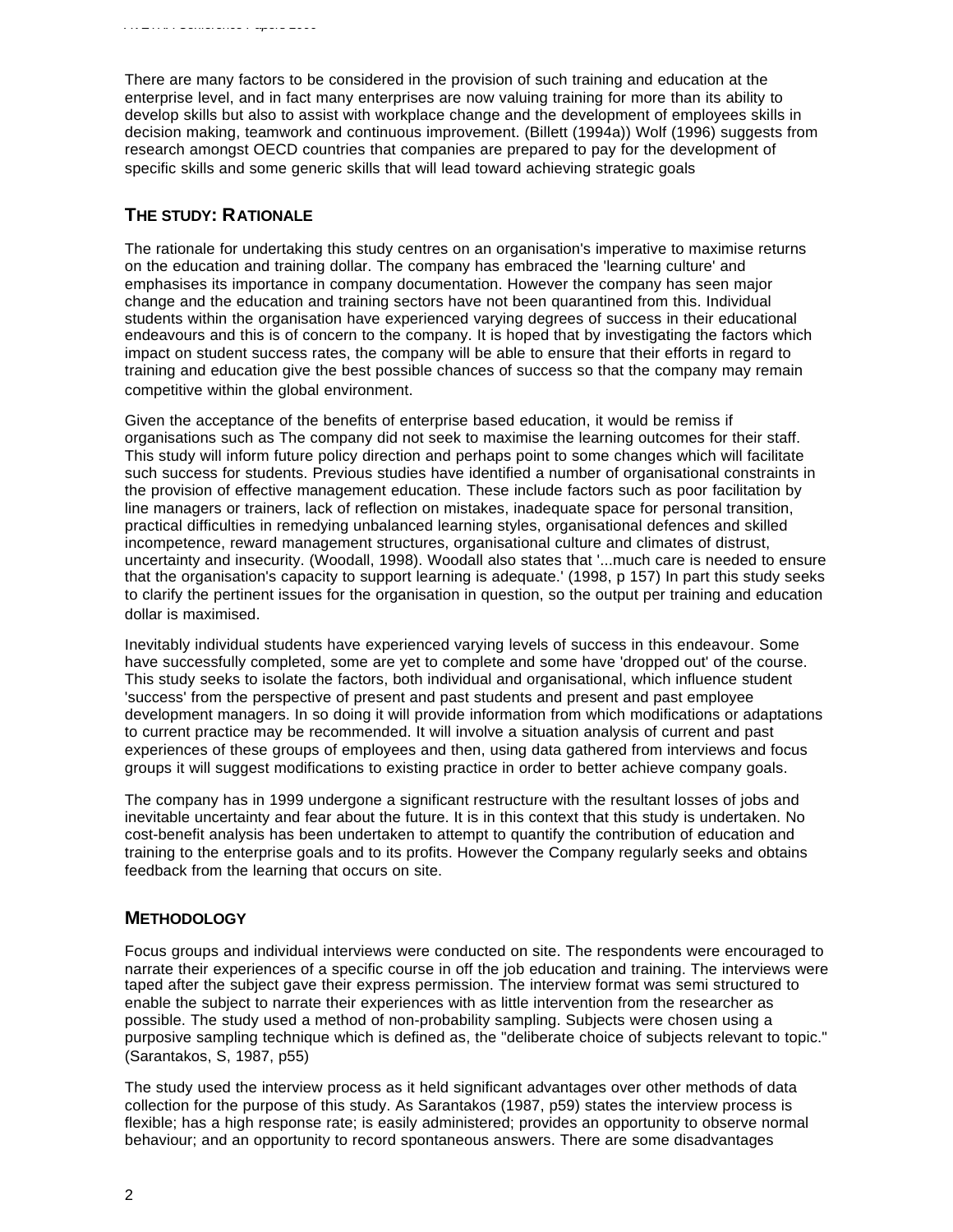There are many factors to be considered in the provision of such training and education at the enterprise level, and in fact many enterprises are now valuing training for more than its ability to develop skills but also to assist with workplace change and the development of employees skills in decision making, teamwork and continuous improvement. (Billett (1994a)) Wolf (1996) suggests from research amongst OECD countries that companies are prepared to pay for the development of specific skills and some generic skills that will lead toward achieving strategic goals

## THE STUDY: RATIONALE

The rationale for undertaking this study centres on an organisation's imperative to maximise returns on the education and training dollar. The company has embraced the 'learning culture' and emphasises its importance in company documentation. However the company has seen major change and the education and training sectors have not been quarantined from this. Individual students within the organisation have experienced varying degrees of success in their educational endeavours and this is of concern to the company. It is hoped that by investigating the factors which impact on student success rates, the company will be able to ensure that their efforts in regard to training and education give the best possible chances of success so that the company may remain competitive within the global environment.

Given the acceptance of the benefits of enterprise based education, it would be remiss if organisations such as The company did not seek to maximise the learning outcomes for their staff. This study will inform future policy direction and perhaps point to some changes which will facilitate such success for students. Previous studies have identified a number of organisational constraints in the provision of effective management education. These include factors such as poor facilitation by line managers or trainers, lack of reflection on mistakes, inadequate space for personal transition, practical difficulties in remedying unbalanced learning styles, organisational defences and skilled incompetence, reward management structures, organisational culture and climates of distrust, uncertainty and insecurity. (Woodall, 1998). Woodall also states that '...much care is needed to ensure that the organisation's capacity to support learning is adequate.' (1998, p 157) In part this study seeks to clarify the pertinent issues for the organisation in question, so the output per training and education dollar is maximised.

Inevitably individual students have experienced varying levels of success in this endeavour. Some have successfully completed, some are yet to complete and some have 'dropped out' of the course. This study seeks to isolate the factors, both individual and organisational, which influence student 'success' from the perspective of present and past students and present and past employee development managers. In so doing it will provide information from which modifications or adaptations to current practice may be recommended. It will involve a situation analysis of current and past experiences of these groups of employees and then, using data gathered from interviews and focus groups it will suggest modifications to existing practice in order to better achieve company goals.

The company has in 1999 undergone a significant restructure with the resultant losses of jobs and inevitable uncertainty and fear about the future. It is in this context that this study is undertaken. No cost-benefit analysis has been undertaken to attempt to quantify the contribution of education and training to the enterprise goals and to its profits. However the Company regularly seeks and obtains feedback from the learning that occurs on site.

## METHODOLOGY

Focus groups and individual interviews were conducted on site. The respondents were encouraged to narrate their experiences of a specific course in off the job education and training. The interviews were taped after the subject gave their express permission. The interview format was semi structured to enable the subject to narrate their experiences with as little intervention from the researcher as possible. The study used a method of non-probability sampling. Subjects were chosen using a purposive sampling technique which is defined as, the "deliberate choice of subjects relevant to topic." (Sarantakos, S, 1987, p55)

The study used the interview process as it held significant advantages over other methods of data collection for the purpose of this study. As Sarantakos (1987, p59) states the interview process is flexible; has a high response rate; is easily administered; provides an opportunity to observe normal behaviour; and an opportunity to record spontaneous answers. There are some disadvantages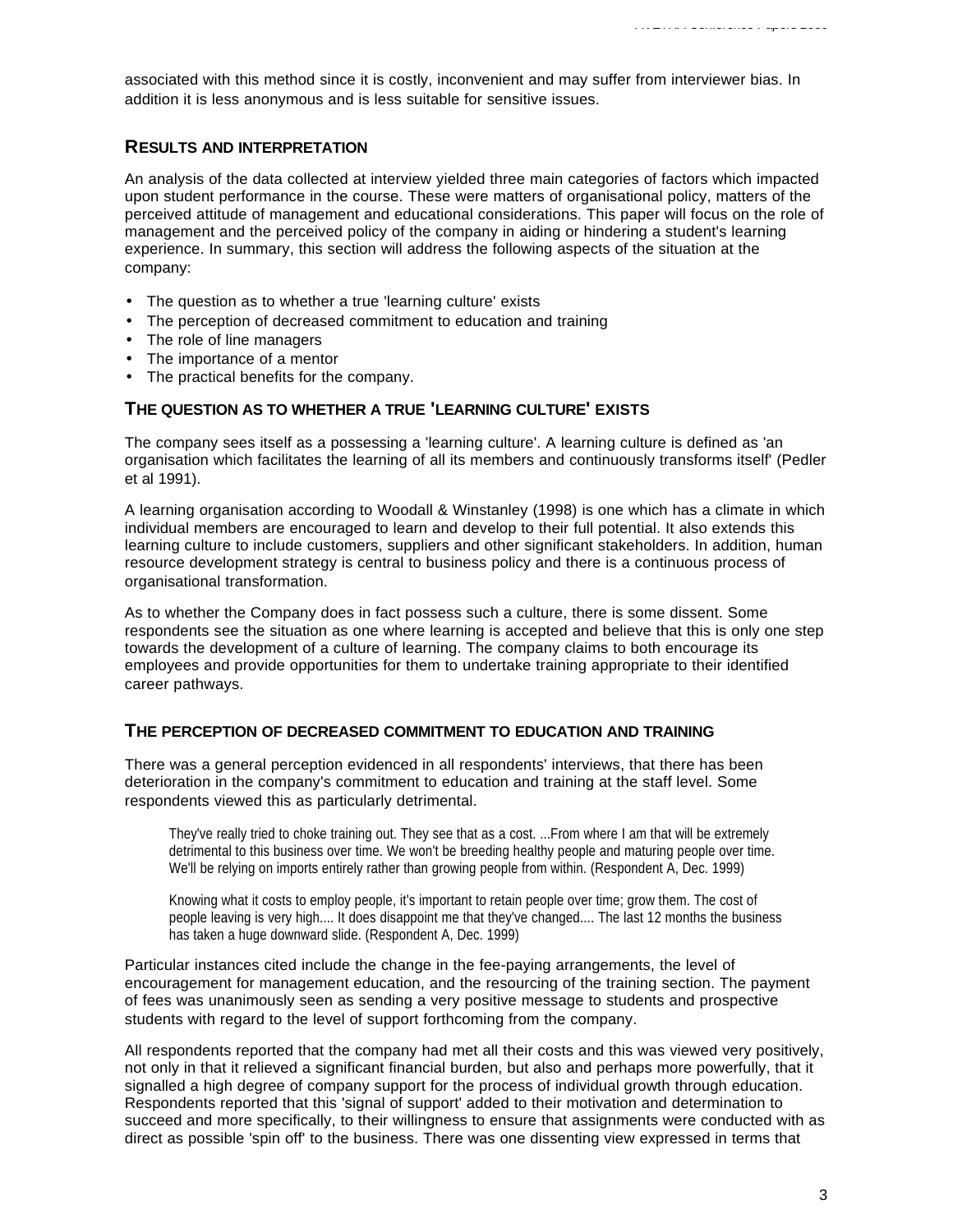associated with this method since it is costly, inconvenient and may suffer from interviewer bias. In addition it is less anonymous and is less suitable for sensitive issues.

## RESULTS AND INTERPRETATION

An analysis of the data collected at interview yielded three main categories of factors which impacted upon student performance in the course. These were matters of organisational policy, matters of the perceived attitude of management and educational considerations. This paper will focus on the role of management and the perceived policy of the company in aiding or hindering a student's learning experience. In summary, this section will address the following aspects of the situation at the company:

- The question as to whether a true 'learning culture' exists
- The perception of decreased commitment to education and training
- The role of line managers
- The importance of a mentor
- The practical benefits for the company.

## THE QUESTION AS TO WHETHER A TRUE 'LEARNING CULTURE' EXISTS

The company sees itself as a possessing a 'learning culture'. A learning culture is defined as 'an organisation which facilitates the learning of all its members and continuously transforms itself' (Pedler et al 1991).

A learning organisation according to Woodall & Winstanley (1998) is one which has a climate in which individual members are encouraged to learn and develop to their full potential. It also extends this learning culture to include customers, suppliers and other significant stakeholders. In addition, human resource development strategy is central to business policy and there is a continuous process of organisational transformation.

As to whether the Company does in fact possess such a culture, there is some dissent. Some respondents see the situation as one where learning is accepted and believe that this is only one step towards the development of a culture of learning. The company claims to both encourage its employees and provide opportunities for them to undertake training appropriate to their identified career pathways.

## THE PERCEPTION OF DECREASED COMMITMENT TO EDUCATION AND TRAINING

There was a general perception evidenced in all respondents' interviews, that there has been deterioration in the company's commitment to education and training at the staff level. Some respondents viewed this as particularly detrimental.

> They've really tried to choke training out. They see that as a cost. ...From where I am that will be extremely detrimental to this business over time. We won't be breeding healthy people and maturing people over time. We'll be relying on imports entirely rather than growing people from within. (Respondent A, Dec. 1999)

> Knowing what it costs to employ people, it's important to retain people over time; grow them. The cost of people leaving is very high.... It does disappoint me that they've changed.... The last 12 months the business has taken a huge downward slide. (Respondent A, Dec. 1999)

Particular instances cited include the change in the fee-paying arrangements, the level of encouragement for management education, and the resourcing of the training section. The payment of fees was unanimously seen as sending a very positive message to students and prospective students with regard to the level of support forthcoming from the company.

All respondents reported that the company had met all their costs and this was viewed very positively, not only in that it relieved a significant financial burden, but also and perhaps more powerfully, that it signalled a high degree of company support for the process of individual growth through education. Respondents reported that this 'signal of support' added to their motivation and determination to succeed and more specifically, to their willingness to ensure that assignments were conducted with as direct as possible 'spin off' to the business. There was one dissenting view expressed in terms that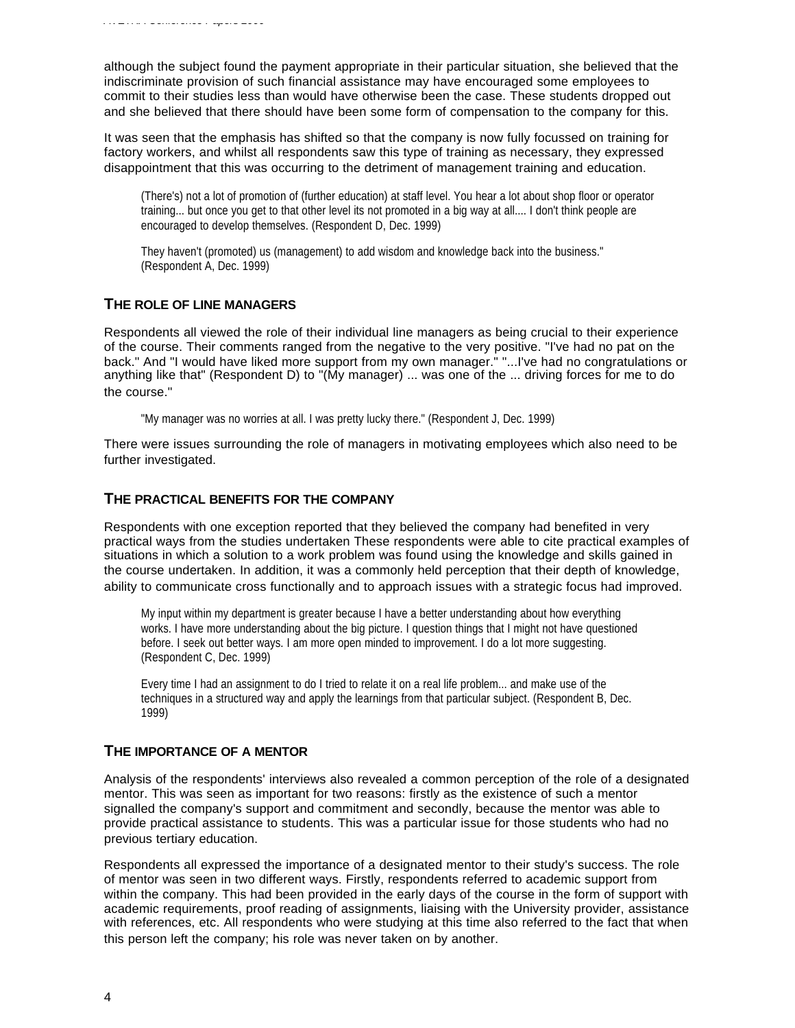although the subject found the payment appropriate in their particular situation, she believed that the indiscriminate provision of such financial assistance may have encouraged some employees to commit to their studies less than would have otherwise been the case. These students dropped out and she believed that there should have been some form of compensation to the company for this.

It was seen that the emphasis has shifted so that the company is now fully focussed on training for factory workers, and whilst all respondents saw this type of training as necessary, they expressed disappointment that this was occurring to the detriment of management training and education.

> (There's) not a lot of promotion of (further education) at staff level. You hear a lot about shop floor or operator training... but once you get to that other level its not promoted in a big way at all.... I don't think people are encouraged to develop themselves. (Respondent D, Dec. 1999)

> They haven't (promoted) us (management) to add wisdom and knowledge back into the business." (Respondent A, Dec. 1999)

## THE ROLE OF LINE MANAGERS

Respondents all viewed the role of their individual line managers as being crucial to their experience of the course. Their comments ranged from the negative to the very positive. "I've had no pat on the back." And "I would have liked more support from my own manager." "...I've had no congratulations or anything like that" (Respondent D) to "(My manager) ... was one of the ... driving forces for me to do the course."

> "My manager was no worries at all. I was pretty lucky there." (Respondent J, Dec. 1999)

There were issues surrounding the role of managers in motivating employees which also need to be further investigated.

## THE PRACTICAL BENEFITS FOR THE COMPANY

Respondents with one exception reported that they believed the company had benefited in very practical ways from the studies undertaken These respondents were able to cite practical examples of situations in which a solution to a work problem was found using the knowledge and skills gained in the course undertaken. In addition, it was a commonly held perception that their depth of knowledge, ability to communicate cross functionally and to approach issues with a strategic focus had improved.

> My input within my department is greater because I have a better understanding about how everything works. I have more understanding about the big picture. I question things that I might not have questioned before. I seek out better ways. I am more open minded to improvement. I do a lot more suggesting. (Respondent C, Dec. 1999)

> Every time I had an assignment to do I tried to relate it on a real life problem... and make use of the techniques in a structured way and apply the learnings from that particular subject. (Respondent B, Dec. 1999)

## THE IMPORTANCE OF A MENTOR

Analysis of the respondents' interviews also revealed a common perception of the role of a designated mentor. This was seen as important for two reasons: firstly as the existence of such a mentor signalled the company's support and commitment and secondly, because the mentor was able to provide practical assistance to students. This was a particular issue for those students who had no previous tertiary education.

Respondents all expressed the importance of a designated mentor to their study's success. The role of mentor was seen in two different ways. Firstly, respondents referred to academic support from within the company. This had been provided in the early days of the course in the form of support with academic requirements, proof reading of assignments, liaising with the University provider, assistance with references, etc. All respondents who were studying at this time also referred to the fact that when this person left the company; his role was never taken on by another.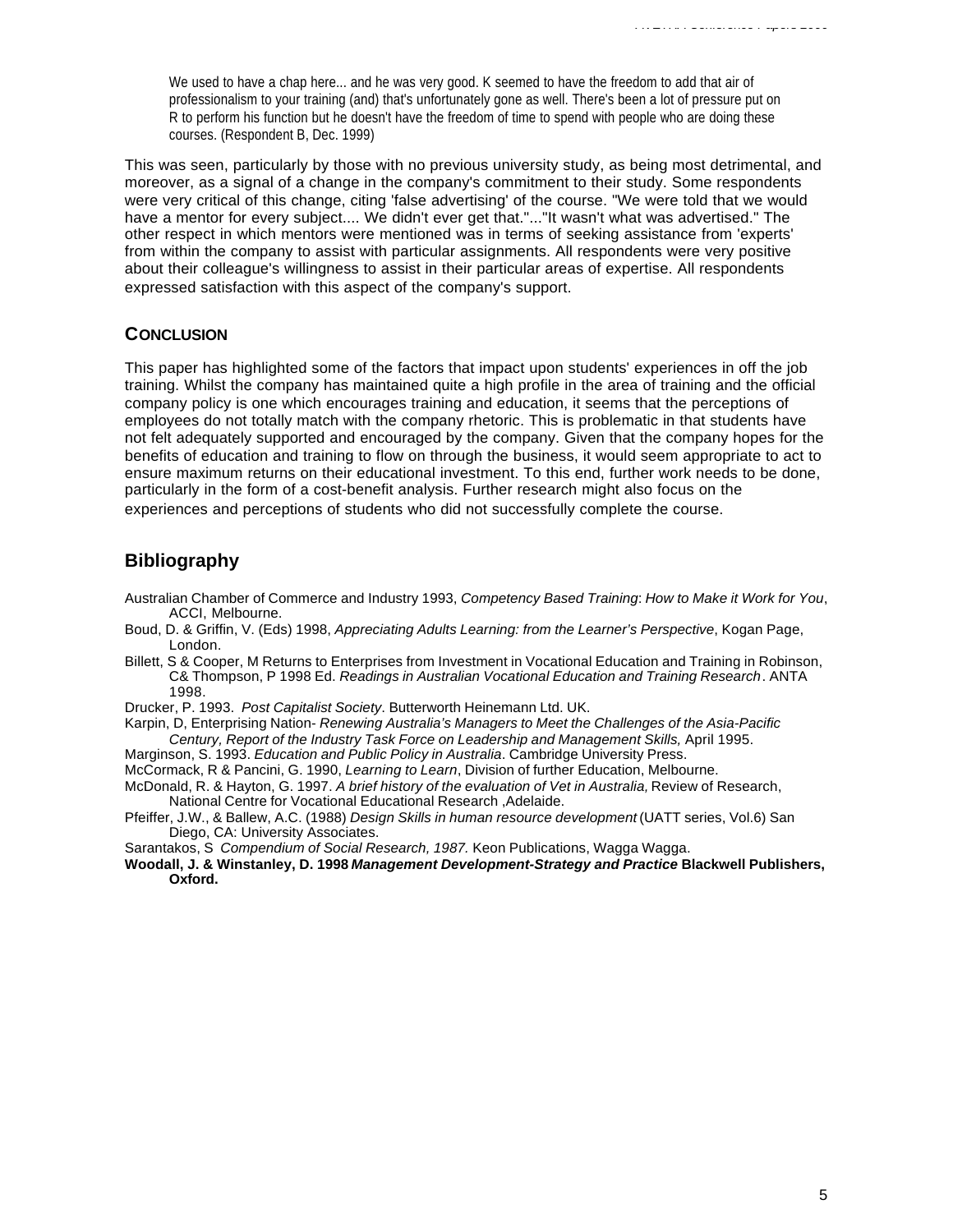> We used to have a chap here... and he was very good. K seemed to have the freedom to add that air of professionalism to your training (and) that's unfortunately gone as well. There's been a lot of pressure put on R to perform his function but he doesn't have the freedom of time to spend with people who are doing these courses. (Respondent B, Dec. 1999)

This was seen, particularly by those with no previous university study, as being most detrimental, and moreover, as a signal of a change in the company's commitment to their study. Some respondents were very critical of this change, citing 'false advertising' of the course. "We were told that we would have a mentor for every subject.... We didn't ever get that."..."It wasn't what was advertised." The other respect in which mentors were mentioned was in terms of seeking assistance from 'experts' from within the company to assist with particular assignments. All respondents were very positive about their colleague's willingness to assist in their particular areas of expertise. All respondents expressed satisfaction with this aspect of the company's support.

## Conclusion

This paper has highlighted some of the factors that impact upon students' experiences in off the job training. Whilst the company has maintained quite a high profile in the area of training and the official company policy is one which encourages training and education, it seems that the perceptions of employees do not totally match with the company rhetoric. This is problematic in that students have not felt adequately supported and encouraged by the company. Given that the company hopes for the benefits of education and training to flow on through the business, it would seem appropriate to act to ensure maximum returns on their educational investment. To this end, further work needs to be done, particularly in the form of a cost-benefit analysis. Further research might also focus on the experiences and perceptions of students who did not successfully complete the course.

## Bibliography

Australian Chamber of Commerce and Industry 1993, *Competency Based Training*: *How to Make it Work for You*, ACCI, Melbourne.

Boud, D. & Griffin, V. (Eds) 1998, *Appreciating Adults Learning: from the Learner's Perspective*, Kogan Page, London.

Billett, S & Cooper, M Returns to Enterprises from Investment in Vocational Education and Training in Robinson, C& Thompson, P 1998 Ed. *Readings in Australian Vocational Education and Training Research*. ANTA 1998.

Drucker, P. 1993. *Post Capitalist Society*. Butterworth Heinemann Ltd. UK.

Karpin, D, Enterprising Nation- *Renewing Australia's Managers to Meet the Challenges of the Asia-Pacific Century, Report of the Industry Task Force on Leadership and Management Skills,* April 1995.

Marginson, S. 1993. *Education and Public Policy in Australia*. Cambridge University Press.

McCormack, R & Pancini, G. 1990, *Learning to Learn*, Division of further Education, Melbourne.

McDonald, R. & Hayton, G. 1997. *A brief history of the evaluation of Vet in Australia,* Review of Research, National Centre for Vocational Educational Research ,Adelaide.

Pfeiffer, J.W., & Ballew, A.C. (1988) *Design Skills in human resource development* (UATT series, Vol.6) San Diego, CA: University Associates.

Sarantakos, S *Compendium of Social Research, 1987.* Keon Publications, Wagga Wagga.

**Woodall, J. & Winstanley, D. 1998** ***Management Development-Strategy and Practice*** **Blackwell Publishers, Oxford.**